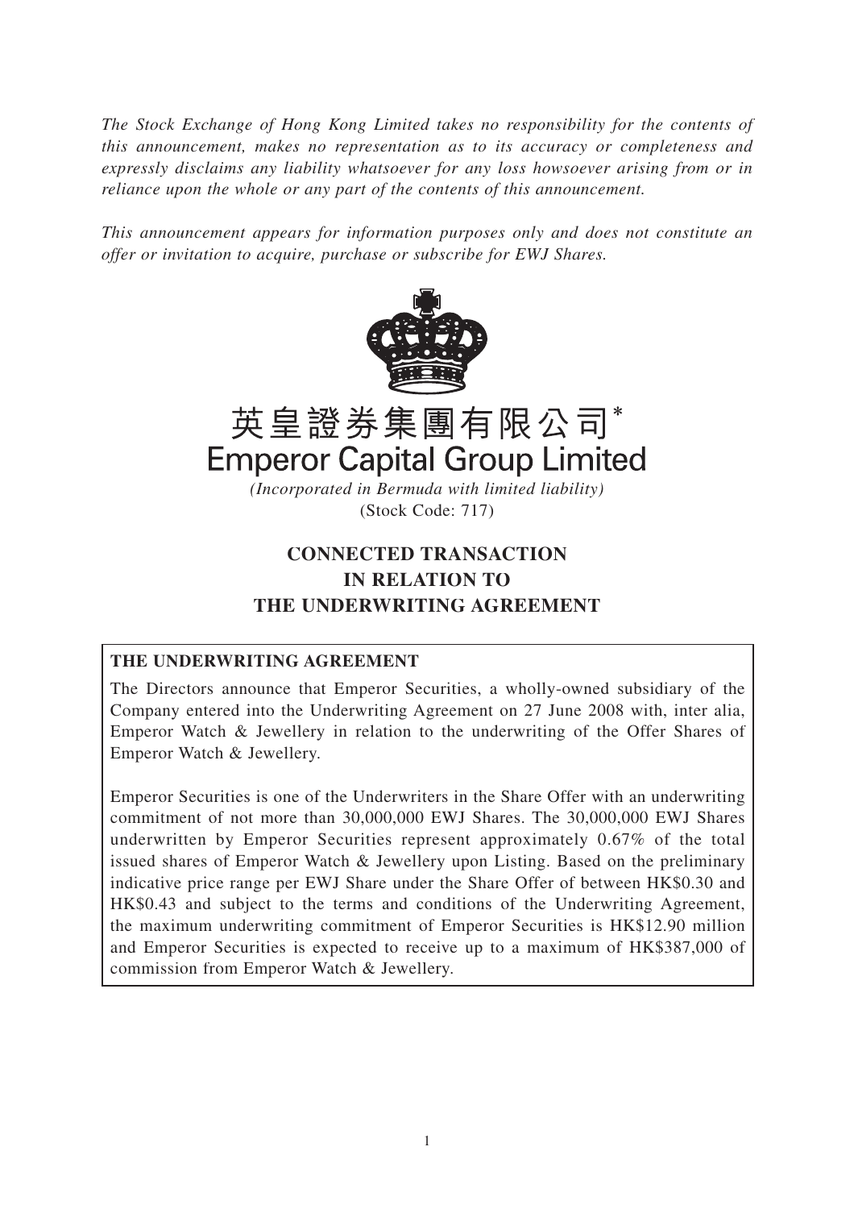*The Stock Exchange of Hong Kong Limited takes no responsibility for the contents of this announcement, makes no representation as to its accuracy or completeness and expressly disclaims any liability whatsoever for any loss howsoever arising from or in reliance upon the whole or any part of the contents of this announcement.*

*This announcement appears for information purposes only and does not constitute an offer or invitation to acquire, purchase or subscribe for EWJ Shares.*

# 英皇證券集團有限公司*
# Emperor Capital Group Limited

*(Incorporated in Bermuda with limited liability)*
(Stock Code: 717)

## CONNECTED TRANSACTION IN RELATION TO THE UNDERWRITING AGREEMENT

**THE UNDERWRITING AGREEMENT**

The Directors announce that Emperor Securities, a wholly-owned subsidiary of the Company entered into the Underwriting Agreement on 27 June 2008 with, inter alia, Emperor Watch & Jewellery in relation to the underwriting of the Offer Shares of Emperor Watch & Jewellery.

Emperor Securities is one of the Underwriters in the Share Offer with an underwriting commitment of not more than 30,000,000 EWJ Shares. The 30,000,000 EWJ Shares underwritten by Emperor Securities represent approximately 0.67% of the total issued shares of Emperor Watch & Jewellery upon Listing. Based on the preliminary indicative price range per EWJ Share under the Share Offer of between HK$0.30 and HK$0.43 and subject to the terms and conditions of the Underwriting Agreement, the maximum underwriting commitment of Emperor Securities is HK$12.90 million and Emperor Securities is expected to receive up to a maximum of HK$387,000 of commission from Emperor Watch & Jewellery.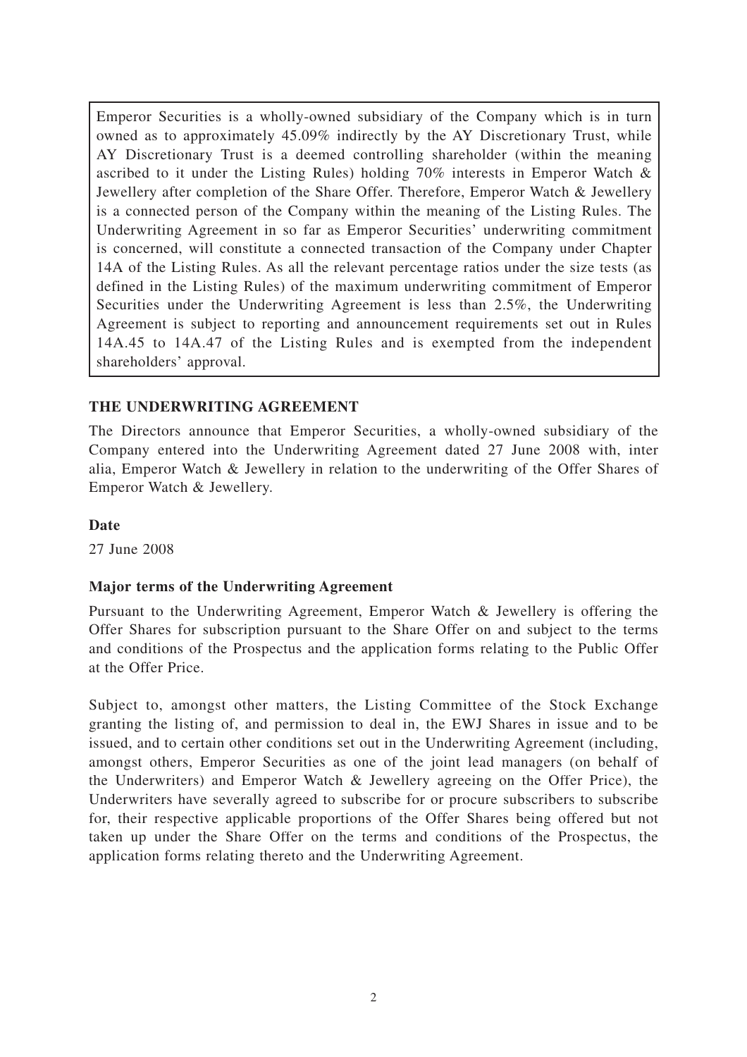Emperor Securities is a wholly-owned subsidiary of the Company which is in turn owned as to approximately 45.09% indirectly by the AY Discretionary Trust, while AY Discretionary Trust is a deemed controlling shareholder (within the meaning ascribed to it under the Listing Rules) holding 70% interests in Emperor Watch & Jewellery after completion of the Share Offer. Therefore, Emperor Watch & Jewellery is a connected person of the Company within the meaning of the Listing Rules. The Underwriting Agreement in so far as Emperor Securities' underwriting commitment is concerned, will constitute a connected transaction of the Company under Chapter 14A of the Listing Rules. As all the relevant percentage ratios under the size tests (as defined in the Listing Rules) of the maximum underwriting commitment of Emperor Securities under the Underwriting Agreement is less than 2.5%, the Underwriting Agreement is subject to reporting and announcement requirements set out in Rules 14A.45 to 14A.47 of the Listing Rules and is exempted from the independent shareholders' approval.

## THE UNDERWRITING AGREEMENT

The Directors announce that Emperor Securities, a wholly-owned subsidiary of the Company entered into the Underwriting Agreement dated 27 June 2008 with, inter alia, Emperor Watch & Jewellery in relation to the underwriting of the Offer Shares of Emperor Watch & Jewellery.

### Date

27 June 2008

### Major terms of the Underwriting Agreement

Pursuant to the Underwriting Agreement, Emperor Watch & Jewellery is offering the Offer Shares for subscription pursuant to the Share Offer on and subject to the terms and conditions of the Prospectus and the application forms relating to the Public Offer at the Offer Price.

Subject to, amongst other matters, the Listing Committee of the Stock Exchange granting the listing of, and permission to deal in, the EWJ Shares in issue and to be issued, and to certain other conditions set out in the Underwriting Agreement (including, amongst others, Emperor Securities as one of the joint lead managers (on behalf of the Underwriters) and Emperor Watch & Jewellery agreeing on the Offer Price), the Underwriters have severally agreed to subscribe for or procure subscribers to subscribe for, their respective applicable proportions of the Offer Shares being offered but not taken up under the Share Offer on the terms and conditions of the Prospectus, the application forms relating thereto and the Underwriting Agreement.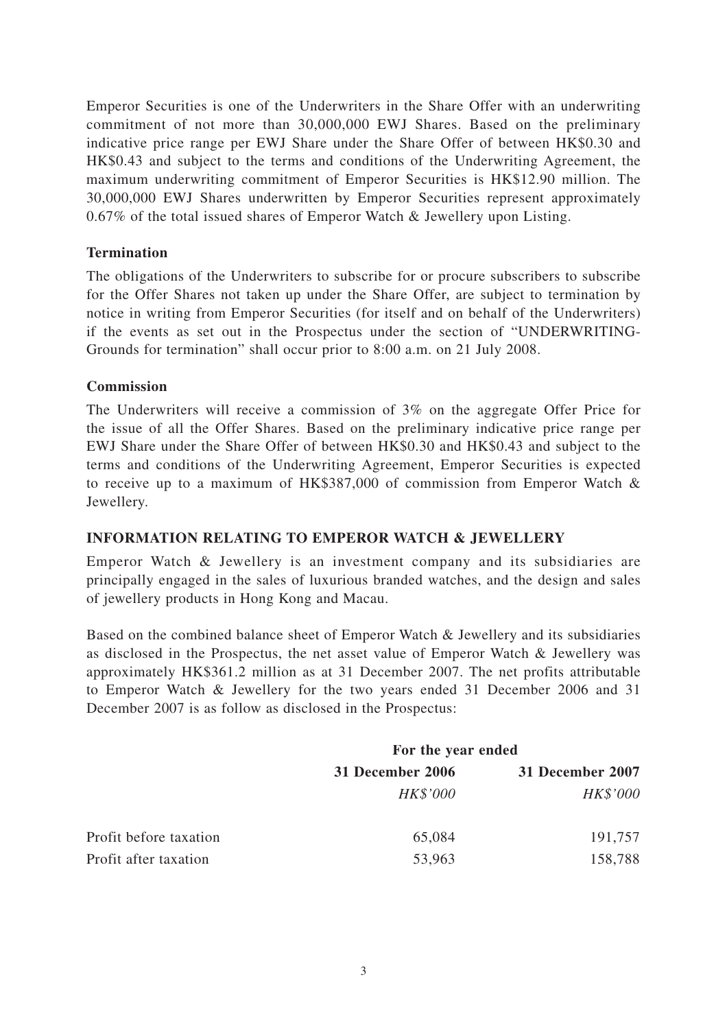Emperor Securities is one of the Underwriters in the Share Offer with an underwriting commitment of not more than 30,000,000 EWJ Shares. Based on the preliminary indicative price range per EWJ Share under the Share Offer of between HK$0.30 and HK$0.43 and subject to the terms and conditions of the Underwriting Agreement, the maximum underwriting commitment of Emperor Securities is HK$12.90 million. The 30,000,000 EWJ Shares underwritten by Emperor Securities represent approximately 0.67% of the total issued shares of Emperor Watch & Jewellery upon Listing.

**Termination**

The obligations of the Underwriters to subscribe for or procure subscribers to subscribe for the Offer Shares not taken up under the Share Offer, are subject to termination by notice in writing from Emperor Securities (for itself and on behalf of the Underwriters) if the events as set out in the Prospectus under the section of "UNDERWRITING-Grounds for termination" shall occur prior to 8:00 a.m. on 21 July 2008.

**Commission**

The Underwriters will receive a commission of 3% on the aggregate Offer Price for the issue of all the Offer Shares. Based on the preliminary indicative price range per EWJ Share under the Share Offer of between HK$0.30 and HK$0.43 and subject to the terms and conditions of the Underwriting Agreement, Emperor Securities is expected to receive up to a maximum of HK$387,000 of commission from Emperor Watch & Jewellery.

**INFORMATION RELATING TO EMPEROR WATCH & JEWELLERY**

Emperor Watch & Jewellery is an investment company and its subsidiaries are principally engaged in the sales of luxurious branded watches, and the design and sales of jewellery products in Hong Kong and Macau.

Based on the combined balance sheet of Emperor Watch & Jewellery and its subsidiaries as disclosed in the Prospectus, the net asset value of Emperor Watch & Jewellery was approximately HK$361.2 million as at 31 December 2007. The net profits attributable to Emperor Watch & Jewellery for the two years ended 31 December 2006 and 31 December 2007 is as follow as disclosed in the Prospectus:

| | **For the year ended** | |
|---|---|---|
| | **31 December 2006** | **31 December 2007** |
| | *HK$'000* | *HK$'000* |
| Profit before taxation | 65,084 | 191,757 |
| Profit after taxation | 53,963 | 158,788 |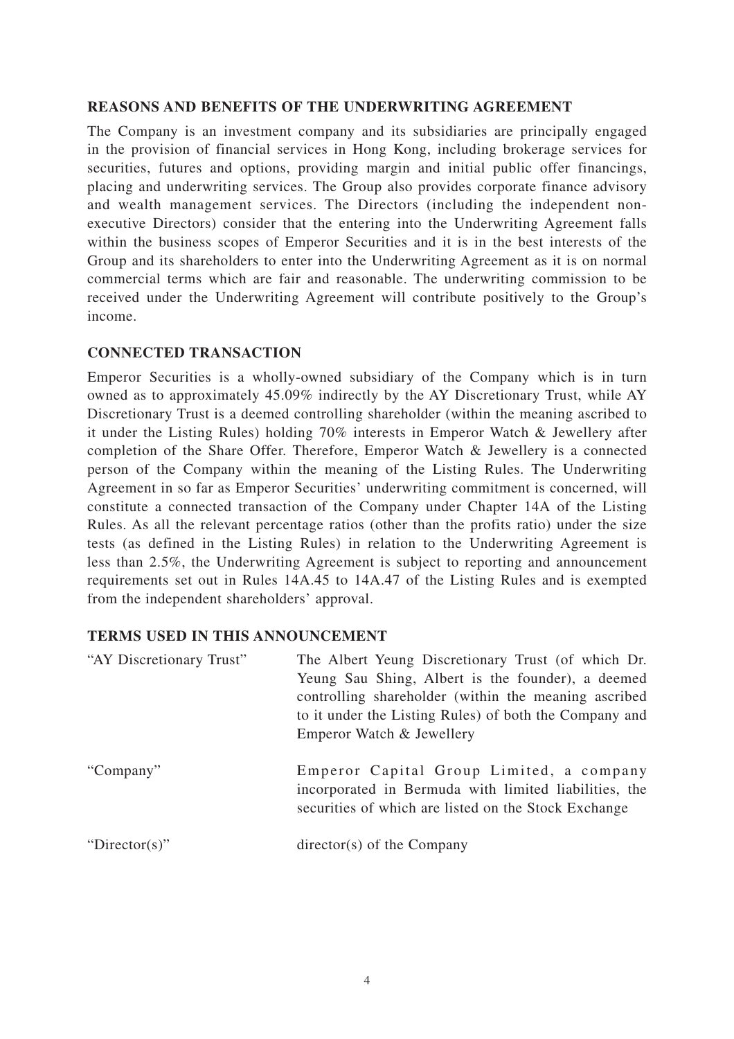## REASONS AND BENEFITS OF THE UNDERWRITING AGREEMENT

The Company is an investment company and its subsidiaries are principally engaged in the provision of financial services in Hong Kong, including brokerage services for securities, futures and options, providing margin and initial public offer financings, placing and underwriting services. The Group also provides corporate finance advisory and wealth management services. The Directors (including the independent non-executive Directors) consider that the entering into the Underwriting Agreement falls within the business scopes of Emperor Securities and it is in the best interests of the Group and its shareholders to enter into the Underwriting Agreement as it is on normal commercial terms which are fair and reasonable. The underwriting commission to be received under the Underwriting Agreement will contribute positively to the Group's income.

## CONNECTED TRANSACTION

Emperor Securities is a wholly-owned subsidiary of the Company which is in turn owned as to approximately 45.09% indirectly by the AY Discretionary Trust, while AY Discretionary Trust is a deemed controlling shareholder (within the meaning ascribed to it under the Listing Rules) holding 70% interests in Emperor Watch & Jewellery after completion of the Share Offer. Therefore, Emperor Watch & Jewellery is a connected person of the Company within the meaning of the Listing Rules. The Underwriting Agreement in so far as Emperor Securities' underwriting commitment is concerned, will constitute a connected transaction of the Company under Chapter 14A of the Listing Rules. As all the relevant percentage ratios (other than the profits ratio) under the size tests (as defined in the Listing Rules) in relation to the Underwriting Agreement is less than 2.5%, the Underwriting Agreement is subject to reporting and announcement requirements set out in Rules 14A.45 to 14A.47 of the Listing Rules and is exempted from the independent shareholders' approval.

## TERMS USED IN THIS ANNOUNCEMENT

| | |
|---|---|
| "AY Discretionary Trust" | The Albert Yeung Discretionary Trust (of which Dr. Yeung Sau Shing, Albert is the founder), a deemed controlling shareholder (within the meaning ascribed to it under the Listing Rules) of both the Company and Emperor Watch & Jewellery |
| "Company" | Emperor Capital Group Limited, a company incorporated in Bermuda with limited liabilities, the securities of which are listed on the Stock Exchange |
| "Director(s)" | director(s) of the Company |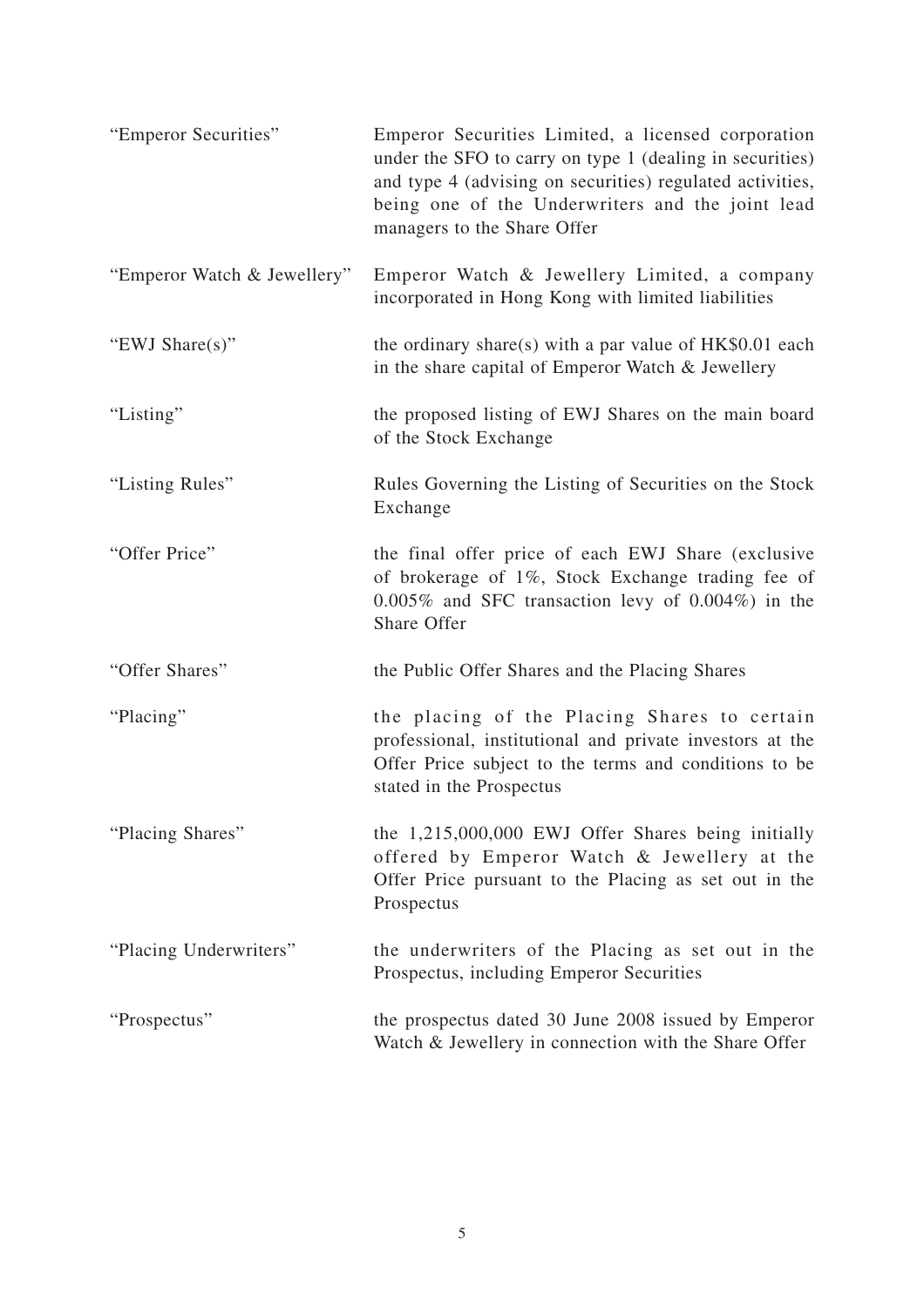| | |
|---|---|
| "Emperor Securities" | Emperor Securities Limited, a licensed corporation under the SFO to carry on type 1 (dealing in securities) and type 4 (advising on securities) regulated activities, being one of the Underwriters and the joint lead managers to the Share Offer |
| "Emperor Watch & Jewellery" | Emperor Watch & Jewellery Limited, a company incorporated in Hong Kong with limited liabilities |
| "EWJ Share(s)" | the ordinary share(s) with a par value of HK$0.01 each in the share capital of Emperor Watch & Jewellery |
| "Listing" | the proposed listing of EWJ Shares on the main board of the Stock Exchange |
| "Listing Rules" | Rules Governing the Listing of Securities on the Stock Exchange |
| "Offer Price" | the final offer price of each EWJ Share (exclusive of brokerage of 1%, Stock Exchange trading fee of 0.005% and SFC transaction levy of 0.004%) in the Share Offer |
| "Offer Shares" | the Public Offer Shares and the Placing Shares |
| "Placing" | the placing of the Placing Shares to certain professional, institutional and private investors at the Offer Price subject to the terms and conditions to be stated in the Prospectus |
| "Placing Shares" | the 1,215,000,000 EWJ Offer Shares being initially offered by Emperor Watch & Jewellery at the Offer Price pursuant to the Placing as set out in the Prospectus |
| "Placing Underwriters" | the underwriters of the Placing as set out in the Prospectus, including Emperor Securities |
| "Prospectus" | the prospectus dated 30 June 2008 issued by Emperor Watch & Jewellery in connection with the Share Offer |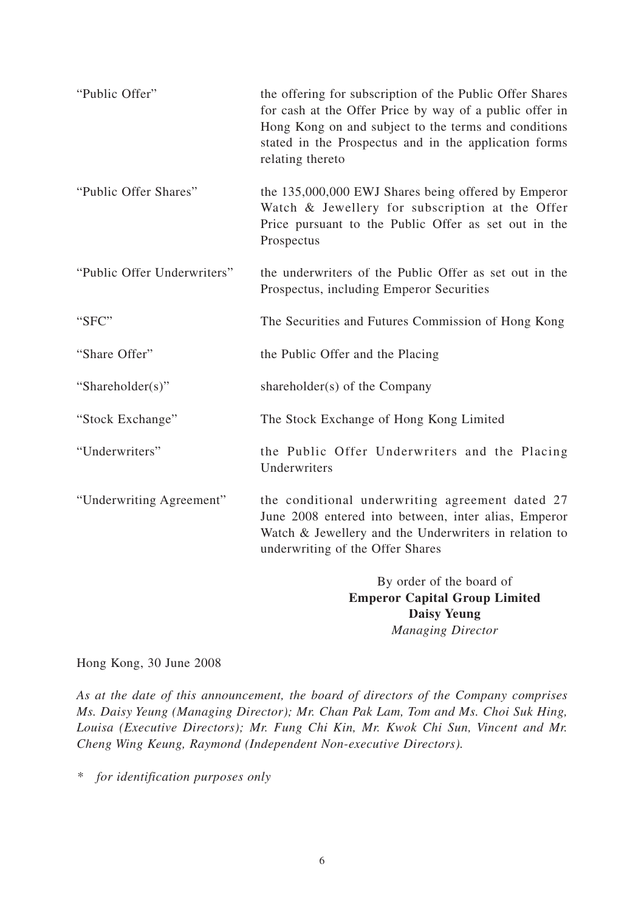| | |
|---|---|
| "Public Offer" | the offering for subscription of the Public Offer Shares for cash at the Offer Price by way of a public offer in Hong Kong on and subject to the terms and conditions stated in the Prospectus and in the application forms relating thereto |
| "Public Offer Shares" | the 135,000,000 EWJ Shares being offered by Emperor Watch & Jewellery for subscription at the Offer Price pursuant to the Public Offer as set out in the Prospectus |
| "Public Offer Underwriters" | the underwriters of the Public Offer as set out in the Prospectus, including Emperor Securities |
| "SFC" | The Securities and Futures Commission of Hong Kong |
| "Share Offer" | the Public Offer and the Placing |
| "Shareholder(s)" | shareholder(s) of the Company |
| "Stock Exchange" | The Stock Exchange of Hong Kong Limited |
| "Underwriters" | the Public Offer Underwriters and the Placing Underwriters |
| "Underwriting Agreement" | the conditional underwriting agreement dated 27 June 2008 entered into between, inter alias, Emperor Watch & Jewellery and the Underwriters in relation to underwriting of the Offer Shares |

By order of the board of
**Emperor Capital Group Limited**
**Daisy Yeung**
*Managing Director*

Hong Kong, 30 June 2008

*As at the date of this announcement, the board of directors of the Company comprises Ms. Daisy Yeung (Managing Director); Mr. Chan Pak Lam, Tom and Ms. Choi Suk Hing, Louisa (Executive Directors); Mr. Fung Chi Kin, Mr. Kwok Chi Sun, Vincent and Mr. Cheng Wing Keung, Raymond (Independent Non-executive Directors).*

\* *for identification purposes only*